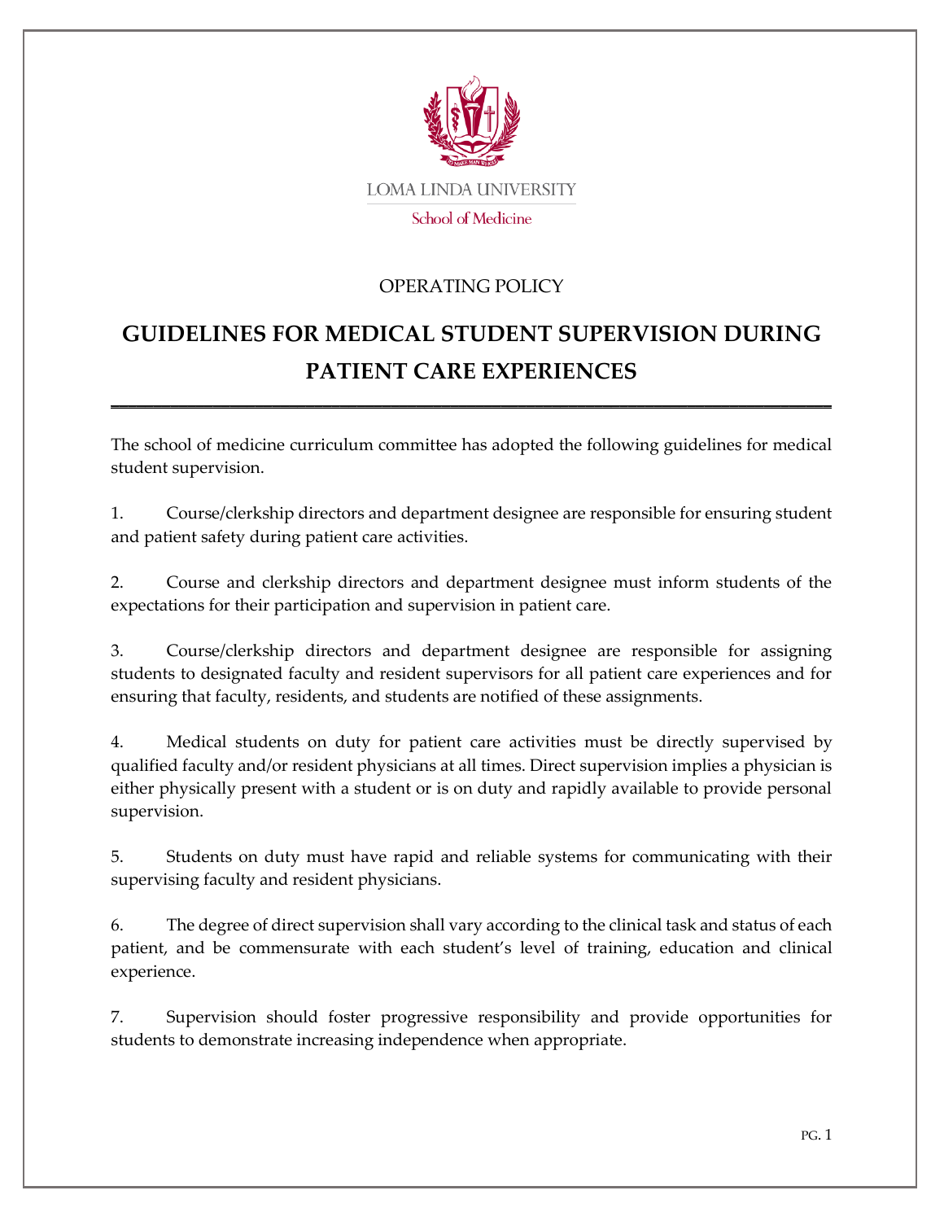LOMA LINDA UNIVERSITY

School of Medicine

OPERATING POLICY

# GUIDELINES FOR MEDICAL STUDENT SUPERVISION DURING PATIENT CARE EXPERIENCES

The school of medicine curriculum committee has adopted the following guidelines for medical student supervision.

1. Course/clerkship directors and department designee are responsible for ensuring student and patient safety during patient care activities.

2. Course and clerkship directors and department designee must inform students of the expectations for their participation and supervision in patient care.

3. Course/clerkship directors and department designee are responsible for assigning students to designated faculty and resident supervisors for all patient care experiences and for ensuring that faculty, residents, and students are notified of these assignments.

4. Medical students on duty for patient care activities must be directly supervised by qualified faculty and/or resident physicians at all times. Direct supervision implies a physician is either physically present with a student or is on duty and rapidly available to provide personal supervision.

5. Students on duty must have rapid and reliable systems for communicating with their supervising faculty and resident physicians.

6. The degree of direct supervision shall vary according to the clinical task and status of each patient, and be commensurate with each student's level of training, education and clinical experience.

7. Supervision should foster progressive responsibility and provide opportunities for students to demonstrate increasing independence when appropriate.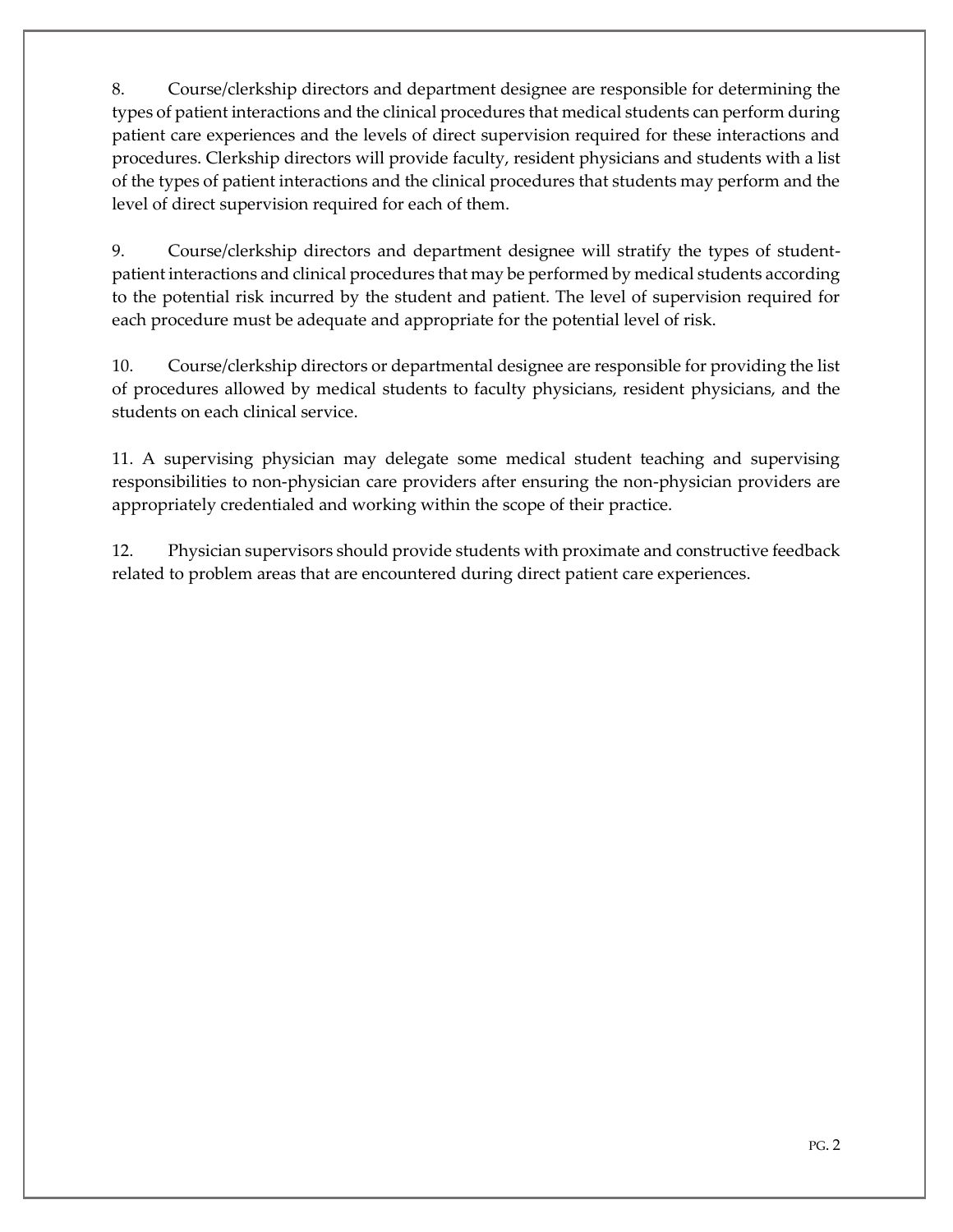8. Course/clerkship directors and department designee are responsible for determining the types of patient interactions and the clinical procedures that medical students can perform during patient care experiences and the levels of direct supervision required for these interactions and procedures. Clerkship directors will provide faculty, resident physicians and students with a list of the types of patient interactions and the clinical procedures that students may perform and the level of direct supervision required for each of them.

9. Course/clerkship directors and department designee will stratify the types of student-patient interactions and clinical procedures that may be performed by medical students according to the potential risk incurred by the student and patient. The level of supervision required for each procedure must be adequate and appropriate for the potential level of risk.

10. Course/clerkship directors or departmental designee are responsible for providing the list of procedures allowed by medical students to faculty physicians, resident physicians, and the students on each clinical service.

11. A supervising physician may delegate some medical student teaching and supervising responsibilities to non-physician care providers after ensuring the non-physician providers are appropriately credentialed and working within the scope of their practice.

12. Physician supervisors should provide students with proximate and constructive feedback related to problem areas that are encountered during direct patient care experiences.